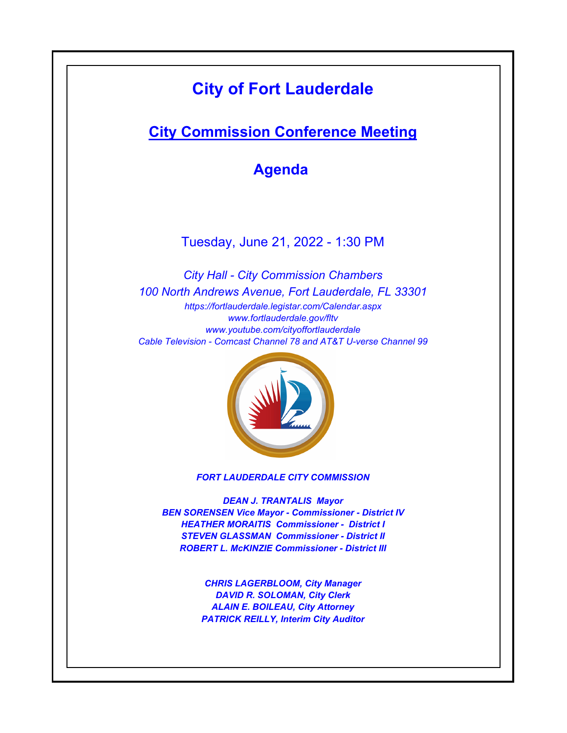# City of Fort Lauderdale

## City Commission Conference Meeting

## Agenda

Tuesday, June 21, 2022 - 1:30 PM

*City Hall - City Commission Chambers*

*100 North Andrews Avenue, Fort Lauderdale, FL 33301*

*https://fortlauderdale.legistar.com/Calendar.aspx*

*www.fortlauderdale.gov/fltv*

*www.youtube.com/cityoffortlauderdale*

*Cable Television - Comcast Channel 78 and AT&T U-verse Channel 99*

***FORT LAUDERDALE CITY COMMISSION***

***DEAN J. TRANTALIS Mayor***

***BEN SORENSEN Vice Mayor - Commissioner - District IV***

***HEATHER MORAITIS Commissioner - District I***

***STEVEN GLASSMAN Commissioner - District II***

***ROBERT L. McKINZIE Commissioner - District III***

***CHRIS LAGERBLOOM, City Manager***

***DAVID R. SOLOMAN, City Clerk***

***ALAIN E. BOILEAU, City Attorney***

***PATRICK REILLY, Interim City Auditor***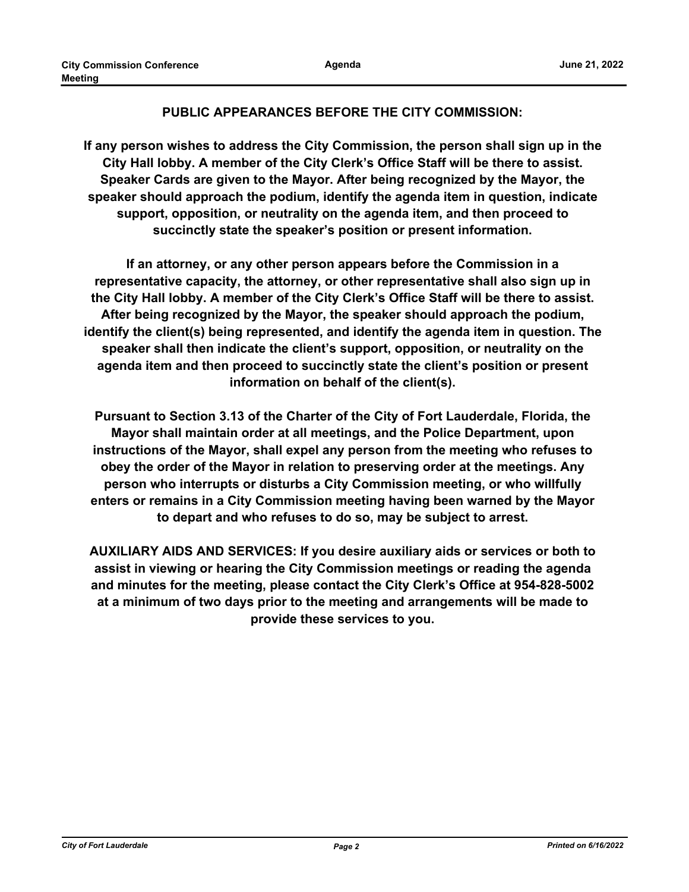## PUBLIC APPEARANCES BEFORE THE CITY COMMISSION:

**If any person wishes to address the City Commission, the person shall sign up in the City Hall lobby. A member of the City Clerk's Office Staff will be there to assist. Speaker Cards are given to the Mayor. After being recognized by the Mayor, the speaker should approach the podium, identify the agenda item in question, indicate support, opposition, or neutrality on the agenda item, and then proceed to succinctly state the speaker's position or present information.**

**If an attorney, or any other person appears before the Commission in a representative capacity, the attorney, or other representative shall also sign up in the City Hall lobby. A member of the City Clerk's Office Staff will be there to assist. After being recognized by the Mayor, the speaker should approach the podium, identify the client(s) being represented, and identify the agenda item in question. The speaker shall then indicate the client's support, opposition, or neutrality on the agenda item and then proceed to succinctly state the client's position or present information on behalf of the client(s).**

**Pursuant to Section 3.13 of the Charter of the City of Fort Lauderdale, Florida, the Mayor shall maintain order at all meetings, and the Police Department, upon instructions of the Mayor, shall expel any person from the meeting who refuses to obey the order of the Mayor in relation to preserving order at the meetings. Any person who interrupts or disturbs a City Commission meeting, or who willfully enters or remains in a City Commission meeting having been warned by the Mayor to depart and who refuses to do so, may be subject to arrest.**

**AUXILIARY AIDS AND SERVICES: If you desire auxiliary aids or services or both to assist in viewing or hearing the City Commission meetings or reading the agenda and minutes for the meeting, please contact the City Clerk's Office at 954-828-5002 at a minimum of two days prior to the meeting and arrangements will be made to provide these services to you.**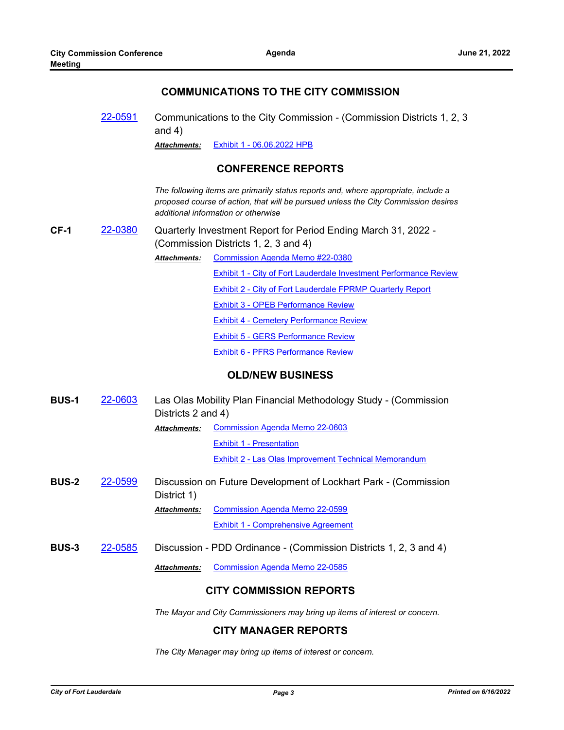## COMMUNICATIONS TO THE CITY COMMISSION

22-0591 Communications to the City Commission - (Commission Districts 1, 2, 3 and 4)

***Attachments:*** Exhibit 1 - 06.06.2022 HPB

## CONFERENCE REPORTS

*The following items are primarily status reports and, where appropriate, include a proposed course of action, that will be pursued unless the City Commission desires additional information or otherwise*

**CF-1** 22-0380 Quarterly Investment Report for Period Ending March 31, 2022 - (Commission Districts 1, 2, 3 and 4)

***Attachments:*** Commission Agenda Memo #22-0380
Exhibit 1 - City of Fort Lauderdale Investment Performance Review
Exhibit 2 - City of Fort Lauderdale FPRMP Quarterly Report
Exhibit 3 - OPEB Performance Review
Exhibit 4 - Cemetery Performance Review
Exhibit 5 - GERS Performance Review
Exhibit 6 - PFRS Performance Review

## OLD/NEW BUSINESS

**BUS-1** 22-0603 Las Olas Mobility Plan Financial Methodology Study - (Commission Districts 2 and 4)

***Attachments:*** Commission Agenda Memo 22-0603
Exhibit 1 - Presentation
Exhibit 2 - Las Olas Improvement Technical Memorandum

**BUS-2** 22-0599 Discussion on Future Development of Lockhart Park - (Commission District 1)

***Attachments:*** Commission Agenda Memo 22-0599
Exhibit 1 - Comprehensive Agreement

**BUS-3** 22-0585 Discussion - PDD Ordinance - (Commission Districts 1, 2, 3 and 4)

***Attachments:*** Commission Agenda Memo 22-0585

## CITY COMMISSION REPORTS

*The Mayor and City Commissioners may bring up items of interest or concern.*

## CITY MANAGER REPORTS

*The City Manager may bring up items of interest or concern.*